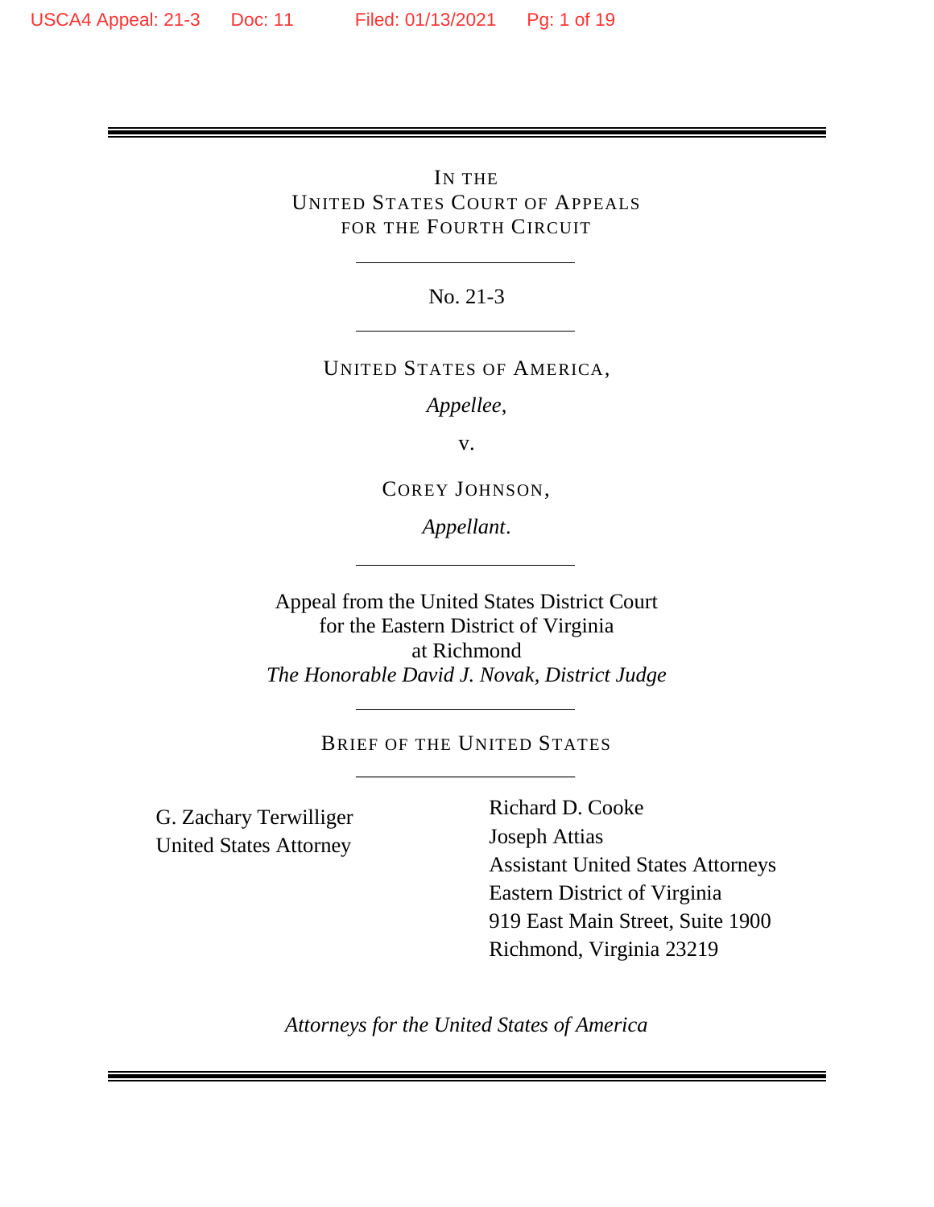IN THE
UNITED STATES COURT OF APPEALS
FOR THE FOURTH CIRCUIT

---

No. 21-3

---

UNITED STATES OF AMERICA,

*Appellee*,

v.

COREY JOHNSON,

*Appellant*.

---

Appeal from the United States District Court
for the Eastern District of Virginia
at Richmond
*The Honorable David J. Novak, District Judge*

---

BRIEF OF THE UNITED STATES

---

G. Zachary Terwilliger
United States Attorney

Richard D. Cooke
Joseph Attias
Assistant United States Attorneys
Eastern District of Virginia
919 East Main Street, Suite 1900
Richmond, Virginia 23219

*Attorneys for the United States of America*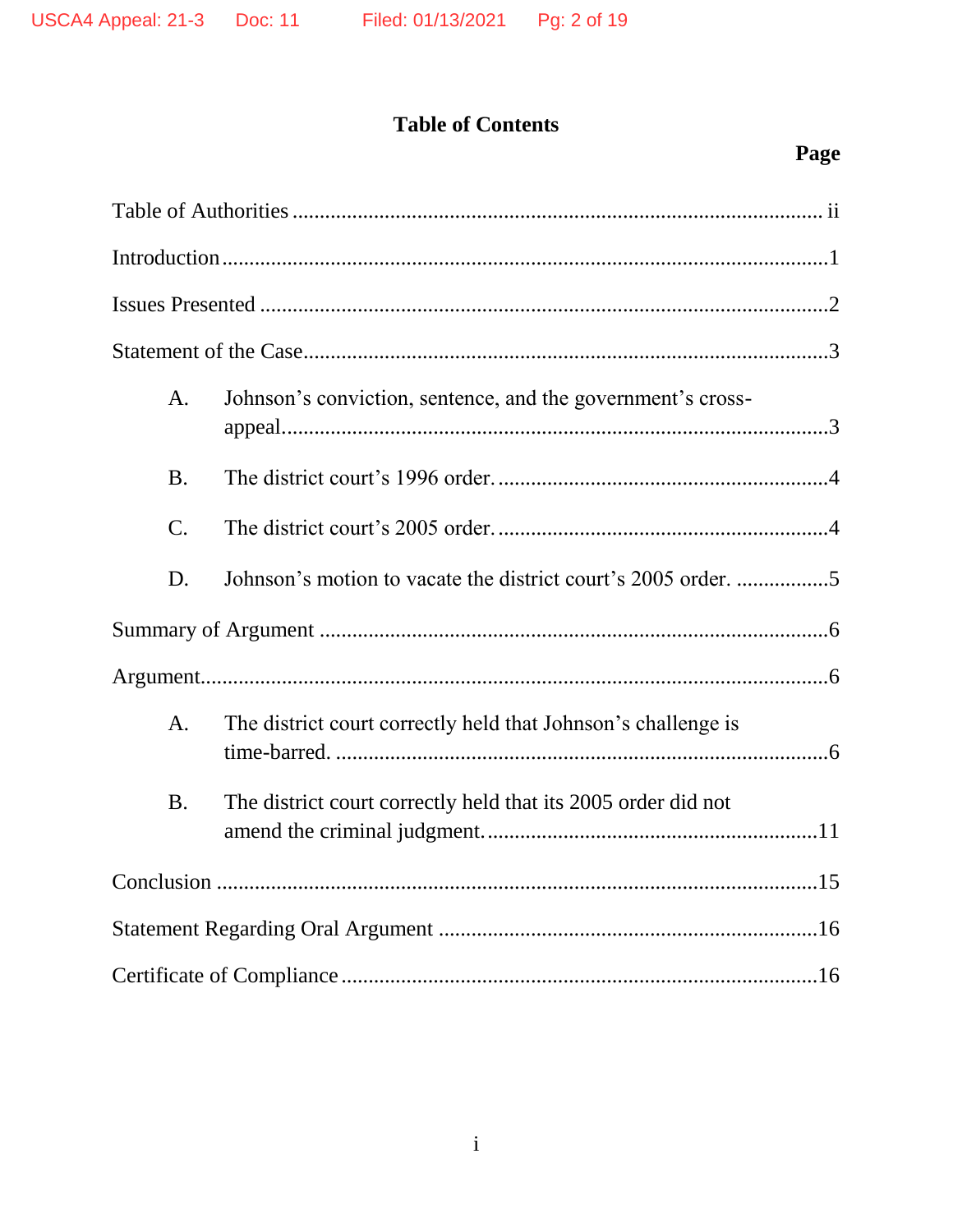# Table of Contents

**Page**

Table of Authorities ... ii

Introduction ... 1

Issues Presented ... 2

Statement of the Case ... 3

- A. Johnson's conviction, sentence, and the government's cross-appeal ... 3
- B. The district court's 1996 order. ... 4
- C. The district court's 2005 order. ... 4
- D. Johnson's motion to vacate the district court's 2005 order. ... 5

Summary of Argument ... 6

Argument ... 6

- A. The district court correctly held that Johnson's challenge is time-barred. ... 6
- B. The district court correctly held that its 2005 order did not amend the criminal judgment. ... 11

Conclusion ... 15

Statement Regarding Oral Argument ... 16

Certificate of Compliance ... 16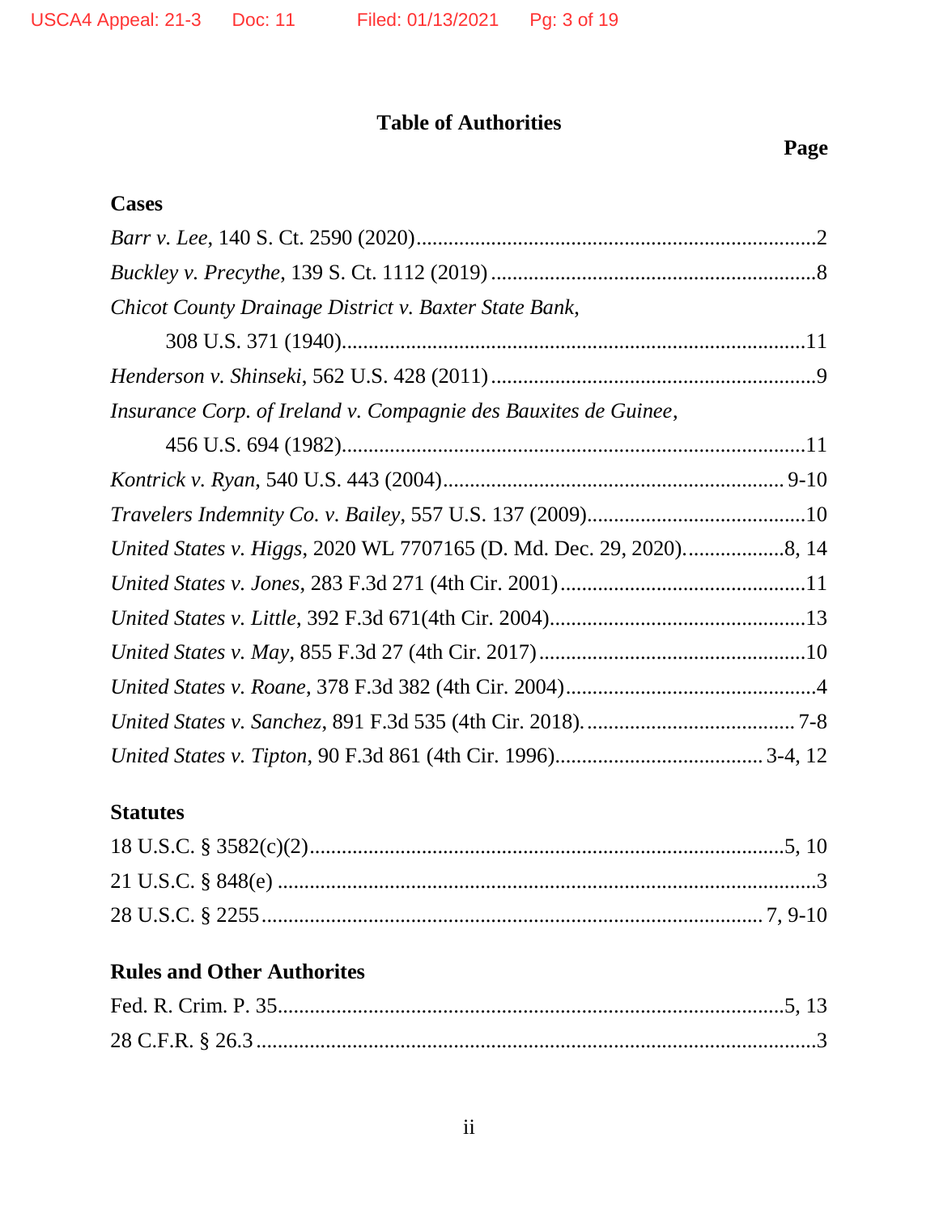# Table of Authorities

**Page**

## Cases

*Barr v. Lee*, 140 S. Ct. 2590 (2020)............................................................................2

*Buckley v. Precythe*, 139 S. Ct. 1112 (2019)..............................................................8

*Chicot County Drainage District v. Baxter State Bank*, 308 U.S. 371 (1940)........................................................................................11

*Henderson v. Shinseki*, 562 U.S. 428 (2011)..............................................................9

*Insurance Corp. of Ireland v. Compagnie des Bauxites de Guinee*, 456 U.S. 694 (1982)........................................................................................11

*Kontrick v. Ryan*, 540 U.S. 443 (2004)................................................................. 9-10

*Travelers Indemnity Co. v. Bailey*, 557 U.S. 137 (2009)..........................................10

*United States v. Higgs*, 2020 WL 7707165 (D. Md. Dec. 29, 2020)...................8, 14

*United States v. Jones*, 283 F.3d 271 (4th Cir. 2001)..............................................11

*United States v. Little*, 392 F.3d 671(4th Cir. 2004)................................................13

*United States v. May*, 855 F.3d 27 (4th Cir. 2017)..................................................10

*United States v. Roane*, 378 F.3d 382 (4th Cir. 2004)...............................................4

*United States v. Sanchez*, 891 F.3d 535 (4th Cir. 2018)........................................ 7-8

*United States v. Tipton*, 90 F.3d 861 (4th Cir. 1996)...................................... 3-4, 12

## Statutes

18 U.S.C. § 3582(c)(2)..........................................................................................5, 10

21 U.S.C. § 848(e) .......................................................................................................3

28 U.S.C. § 2255.............................................................................................. 7, 9-10

## Rules and Other Authorites

Fed. R. Crim. P. 35..................................................................................................5, 13

28 C.F.R. § 26.3 ..........................................................................................................3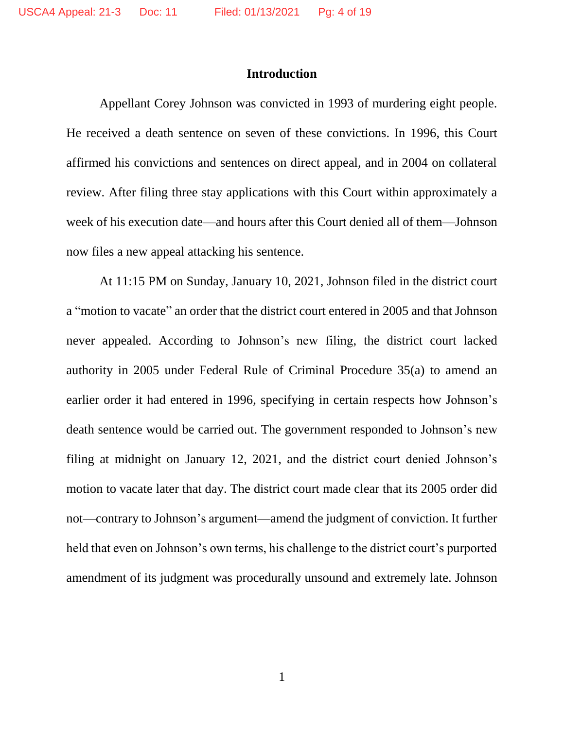## Introduction

Appellant Corey Johnson was convicted in 1993 of murdering eight people. He received a death sentence on seven of these convictions. In 1996, this Court affirmed his convictions and sentences on direct appeal, and in 2004 on collateral review. After filing three stay applications with this Court within approximately a week of his execution date—and hours after this Court denied all of them—Johnson now files a new appeal attacking his sentence.

At 11:15 PM on Sunday, January 10, 2021, Johnson filed in the district court a "motion to vacate" an order that the district court entered in 2005 and that Johnson never appealed. According to Johnson's new filing, the district court lacked authority in 2005 under Federal Rule of Criminal Procedure 35(a) to amend an earlier order it had entered in 1996, specifying in certain respects how Johnson's death sentence would be carried out. The government responded to Johnson's new filing at midnight on January 12, 2021, and the district court denied Johnson's motion to vacate later that day. The district court made clear that its 2005 order did not—contrary to Johnson's argument—amend the judgment of conviction. It further held that even on Johnson's own terms, his challenge to the district court's purported amendment of its judgment was procedurally unsound and extremely late. Johnson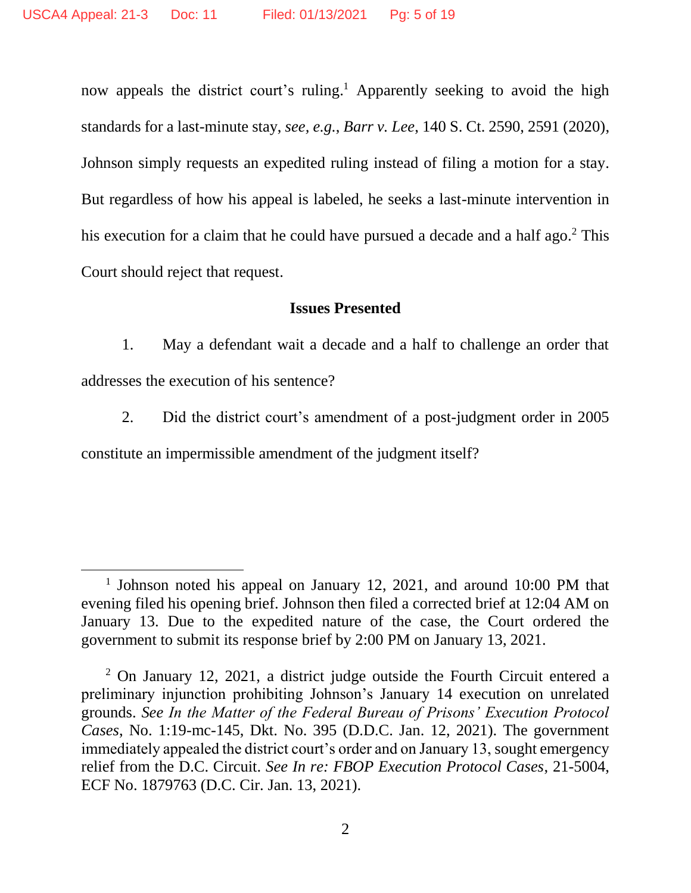now appeals the district court's ruling.[1] Apparently seeking to avoid the high standards for a last-minute stay, *see, e.g.*, *Barr v. Lee*, 140 S. Ct. 2590, 2591 (2020), Johnson simply requests an expedited ruling instead of filing a motion for a stay. But regardless of how his appeal is labeled, he seeks a last-minute intervention in his execution for a claim that he could have pursued a decade and a half ago.[2] This Court should reject that request.

**Issues Presented**

1. May a defendant wait a decade and a half to challenge an order that addresses the execution of his sentence?

2. Did the district court's amendment of a post-judgment order in 2005 constitute an impermissible amendment of the judgment itself?

---

[1] Johnson noted his appeal on January 12, 2021, and around 10:00 PM that evening filed his opening brief. Johnson then filed a corrected brief at 12:04 AM on January 13. Due to the expedited nature of the case, the Court ordered the government to submit its response brief by 2:00 PM on January 13, 2021.

[2] On January 12, 2021, a district judge outside the Fourth Circuit entered a preliminary injunction prohibiting Johnson's January 14 execution on unrelated grounds. *See In the Matter of the Federal Bureau of Prisons' Execution Protocol Cases*, No. 1:19-mc-145, Dkt. No. 395 (D.D.C. Jan. 12, 2021). The government immediately appealed the district court's order and on January 13, sought emergency relief from the D.C. Circuit. *See In re: FBOP Execution Protocol Cases*, 21-5004, ECF No. 1879763 (D.C. Cir. Jan. 13, 2021).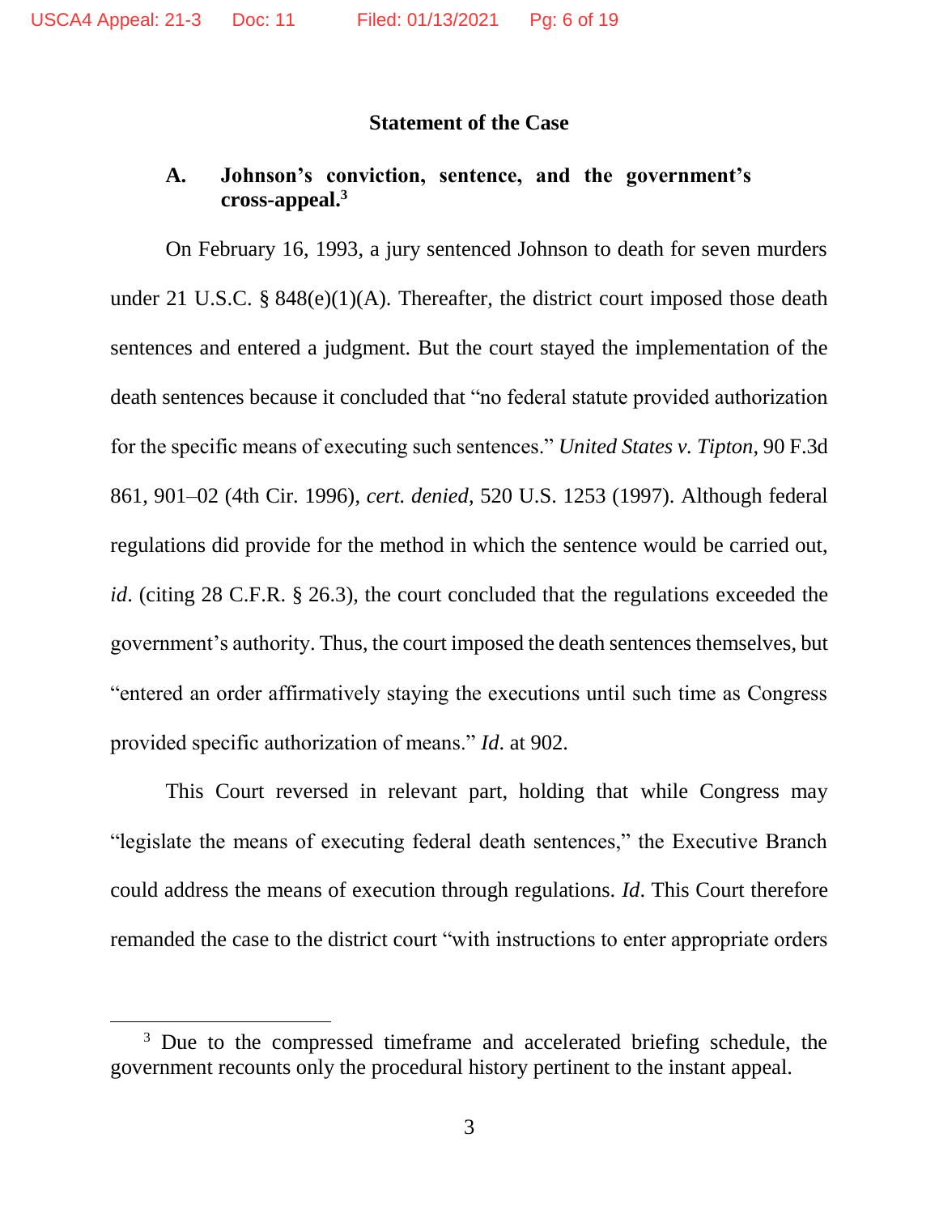## Statement of the Case

### A. Johnson's conviction, sentence, and the government's cross-appeal.[3]

On February 16, 1993, a jury sentenced Johnson to death for seven murders under 21 U.S.C. § 848(e)(1)(A). Thereafter, the district court imposed those death sentences and entered a judgment. But the court stayed the implementation of the death sentences because it concluded that "no federal statute provided authorization for the specific means of executing such sentences." *United States v. Tipton*, 90 F.3d 861, 901–02 (4th Cir. 1996), *cert. denied*, 520 U.S. 1253 (1997). Although federal regulations did provide for the method in which the sentence would be carried out, *id*. (citing 28 C.F.R. § 26.3), the court concluded that the regulations exceeded the government's authority. Thus, the court imposed the death sentences themselves, but "entered an order affirmatively staying the executions until such time as Congress provided specific authorization of means." *Id*. at 902.

This Court reversed in relevant part, holding that while Congress may "legislate the means of executing federal death sentences," the Executive Branch could address the means of execution through regulations. *Id*. This Court therefore remanded the case to the district court "with instructions to enter appropriate orders

---

[3] Due to the compressed timeframe and accelerated briefing schedule, the government recounts only the procedural history pertinent to the instant appeal.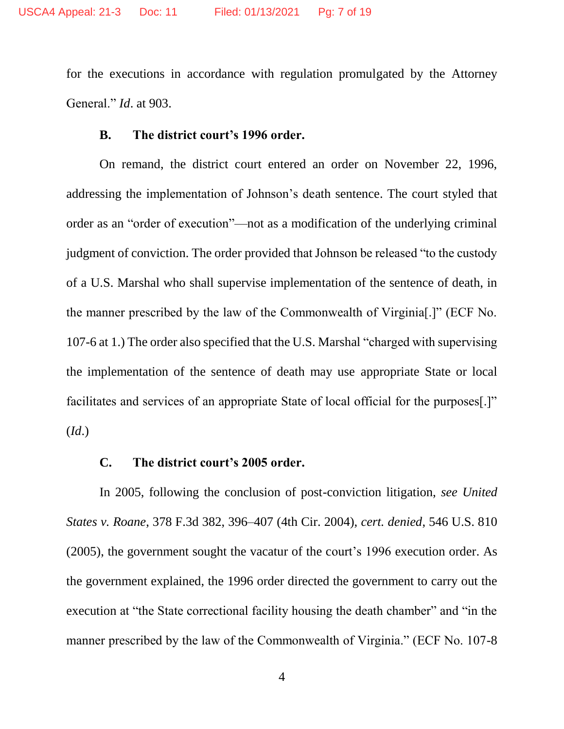for the executions in accordance with regulation promulgated by the Attorney General." *Id*. at 903.

### B. The district court's 1996 order.

On remand, the district court entered an order on November 22, 1996, addressing the implementation of Johnson's death sentence. The court styled that order as an "order of execution"—not as a modification of the underlying criminal judgment of conviction. The order provided that Johnson be released "to the custody of a U.S. Marshal who shall supervise implementation of the sentence of death, in the manner prescribed by the law of the Commonwealth of Virginia[.]" (ECF No. 107-6 at 1.) The order also specified that the U.S. Marshal "charged with supervising the implementation of the sentence of death may use appropriate State or local facilitates and services of an appropriate State of local official for the purposes[.]" (*Id*.)

### C. The district court's 2005 order.

In 2005, following the conclusion of post-conviction litigation, *see United States v. Roane*, 378 F.3d 382, 396–407 (4th Cir. 2004), *cert. denied*, 546 U.S. 810 (2005), the government sought the vacatur of the court's 1996 execution order. As the government explained, the 1996 order directed the government to carry out the execution at "the State correctional facility housing the death chamber" and "in the manner prescribed by the law of the Commonwealth of Virginia." (ECF No. 107-8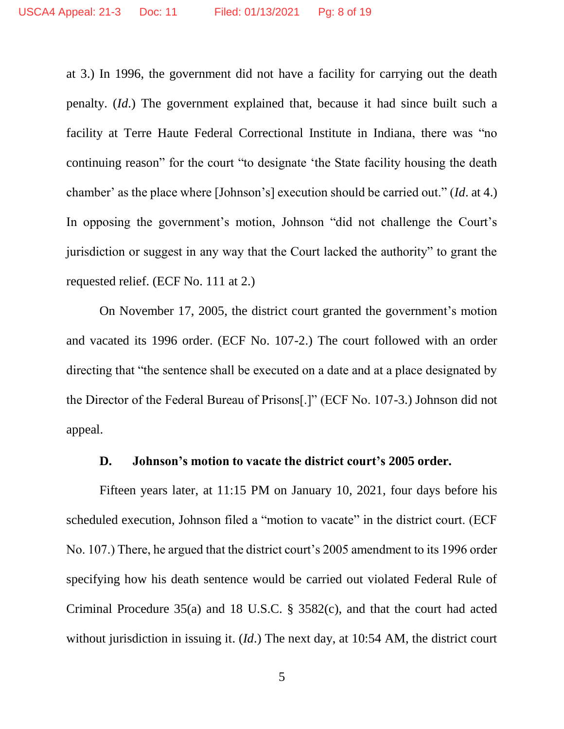at 3.) In 1996, the government did not have a facility for carrying out the death penalty. (*Id.*) The government explained that, because it had since built such a facility at Terre Haute Federal Correctional Institute in Indiana, there was "no continuing reason" for the court "to designate 'the State facility housing the death chamber' as the place where [Johnson's] execution should be carried out." (*Id.* at 4.) In opposing the government's motion, Johnson "did not challenge the Court's jurisdiction or suggest in any way that the Court lacked the authority" to grant the requested relief. (ECF No. 111 at 2.)

On November 17, 2005, the district court granted the government's motion and vacated its 1996 order. (ECF No. 107-2.) The court followed with an order directing that "the sentence shall be executed on a date and at a place designated by the Director of the Federal Bureau of Prisons[.]" (ECF No. 107-3.) Johnson did not appeal.

### D. Johnson's motion to vacate the district court's 2005 order.

Fifteen years later, at 11:15 PM on January 10, 2021, four days before his scheduled execution, Johnson filed a "motion to vacate" in the district court. (ECF No. 107.) There, he argued that the district court's 2005 amendment to its 1996 order specifying how his death sentence would be carried out violated Federal Rule of Criminal Procedure 35(a) and 18 U.S.C. § 3582(c), and that the court had acted without jurisdiction in issuing it. (*Id.*) The next day, at 10:54 AM, the district court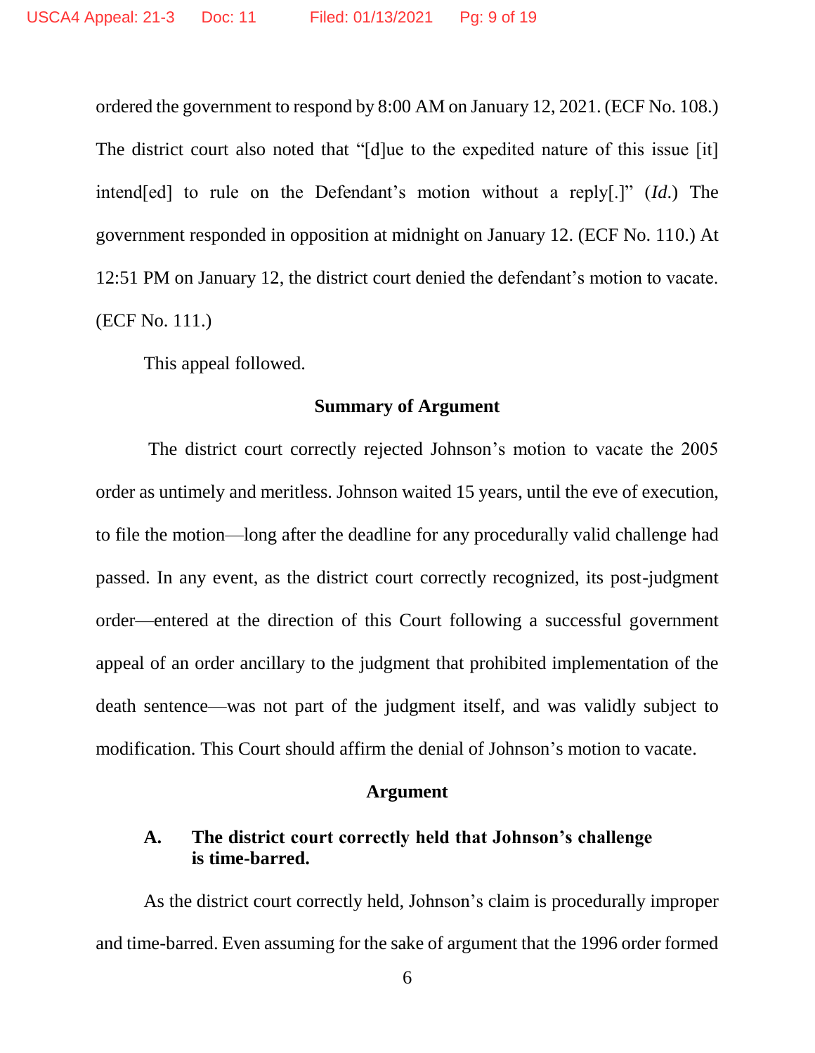ordered the government to respond by 8:00 AM on January 12, 2021. (ECF No. 108.) The district court also noted that "[d]ue to the expedited nature of this issue [it] intend[ed] to rule on the Defendant's motion without a reply[.]" (*Id.*) The government responded in opposition at midnight on January 12. (ECF No. 110.) At 12:51 PM on January 12, the district court denied the defendant's motion to vacate. (ECF No. 111.)

This appeal followed.

## Summary of Argument

The district court correctly rejected Johnson's motion to vacate the 2005 order as untimely and meritless. Johnson waited 15 years, until the eve of execution, to file the motion—long after the deadline for any procedurally valid challenge had passed. In any event, as the district court correctly recognized, its post-judgment order—entered at the direction of this Court following a successful government appeal of an order ancillary to the judgment that prohibited implementation of the death sentence—was not part of the judgment itself, and was validly subject to modification. This Court should affirm the denial of Johnson's motion to vacate.

## Argument

### A. The district court correctly held that Johnson's challenge is time-barred.

As the district court correctly held, Johnson's claim is procedurally improper and time-barred. Even assuming for the sake of argument that the 1996 order formed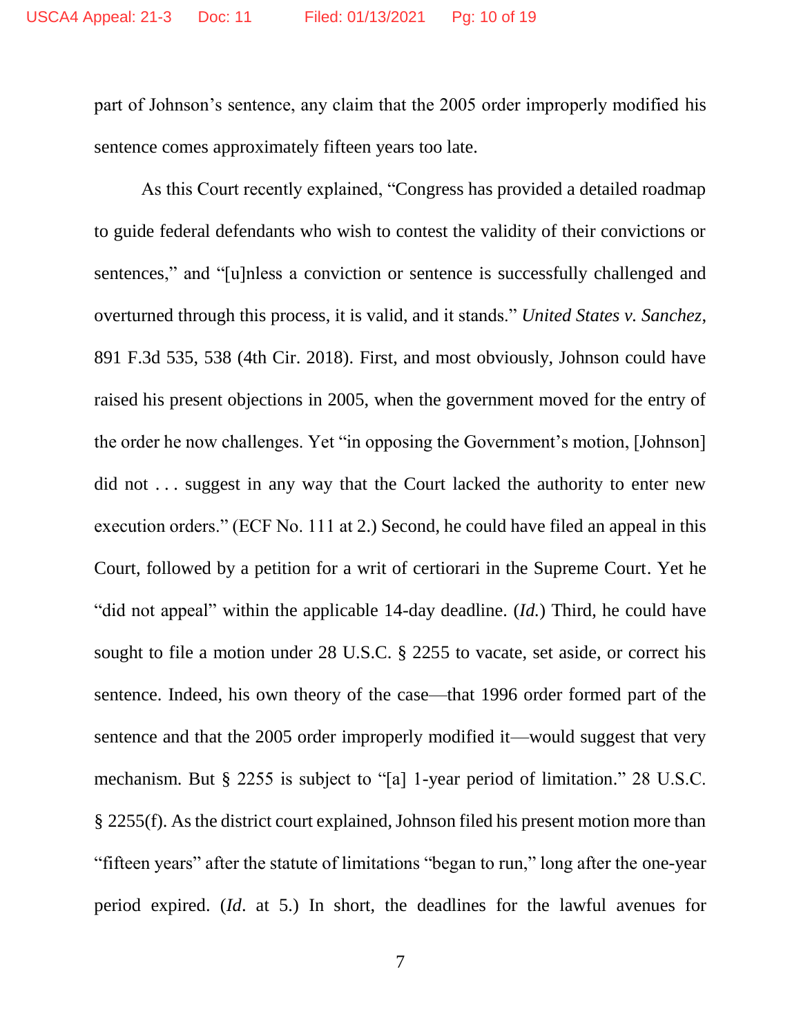part of Johnson's sentence, any claim that the 2005 order improperly modified his sentence comes approximately fifteen years too late.

As this Court recently explained, "Congress has provided a detailed roadmap to guide federal defendants who wish to contest the validity of their convictions or sentences," and "[u]nless a conviction or sentence is successfully challenged and overturned through this process, it is valid, and it stands." *United States v. Sanchez*, 891 F.3d 535, 538 (4th Cir. 2018). First, and most obviously, Johnson could have raised his present objections in 2005, when the government moved for the entry of the order he now challenges. Yet "in opposing the Government's motion, [Johnson] did not . . . suggest in any way that the Court lacked the authority to enter new execution orders." (ECF No. 111 at 2.) Second, he could have filed an appeal in this Court, followed by a petition for a writ of certiorari in the Supreme Court. Yet he "did not appeal" within the applicable 14-day deadline. (*Id.*) Third, he could have sought to file a motion under 28 U.S.C. § 2255 to vacate, set aside, or correct his sentence. Indeed, his own theory of the case—that 1996 order formed part of the sentence and that the 2005 order improperly modified it—would suggest that very mechanism. But § 2255 is subject to "[a] 1-year period of limitation." 28 U.S.C. § 2255(f). As the district court explained, Johnson filed his present motion more than "fifteen years" after the statute of limitations "began to run," long after the one-year period expired. (*Id*. at 5.) In short, the deadlines for the lawful avenues for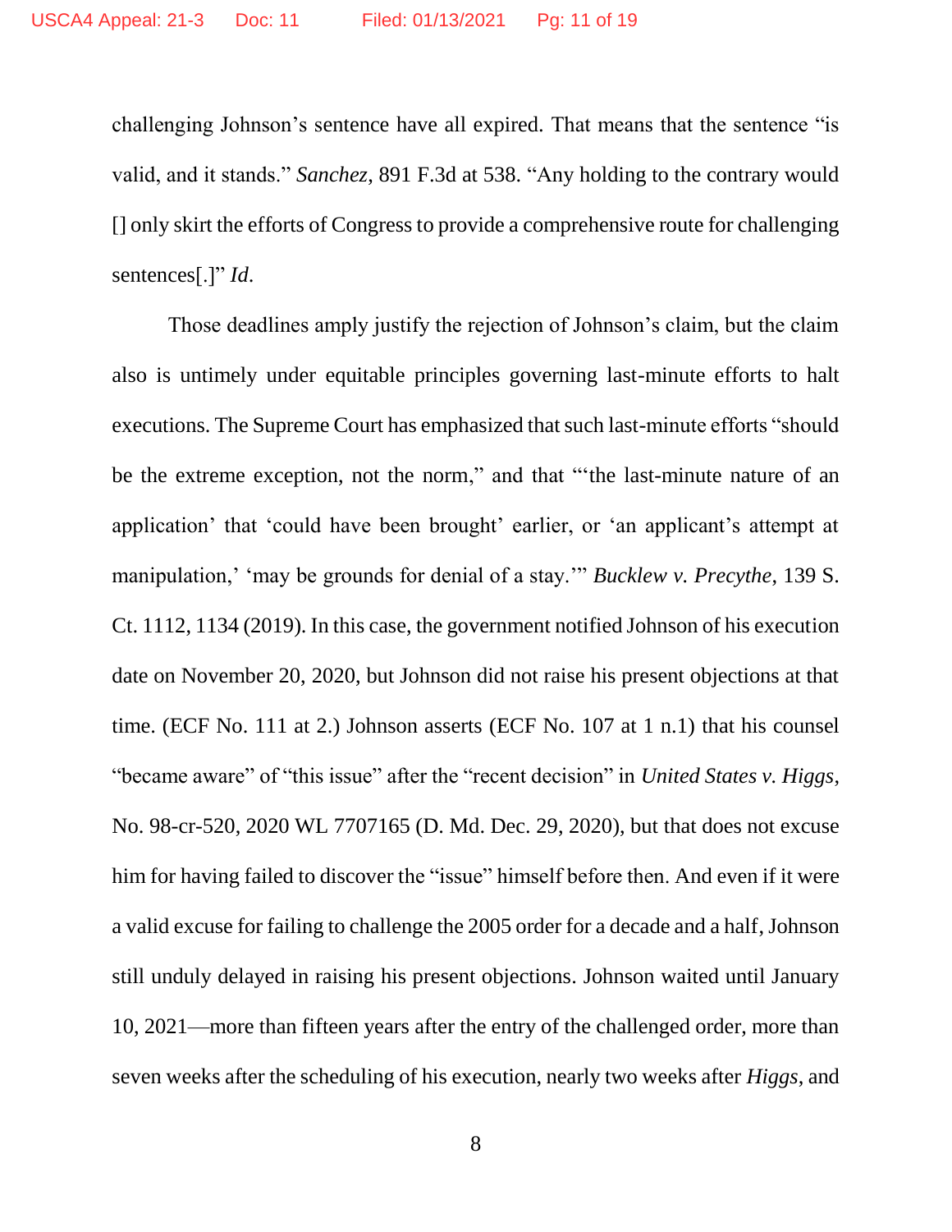challenging Johnson's sentence have all expired. That means that the sentence "is valid, and it stands." *Sanchez*, 891 F.3d at 538. "Any holding to the contrary would [] only skirt the efforts of Congress to provide a comprehensive route for challenging sentences[.]" *Id*.

Those deadlines amply justify the rejection of Johnson's claim, but the claim also is untimely under equitable principles governing last-minute efforts to halt executions. The Supreme Court has emphasized that such last-minute efforts "should be the extreme exception, not the norm," and that "'the last-minute nature of an application' that 'could have been brought' earlier, or 'an applicant's attempt at manipulation,' 'may be grounds for denial of a stay.'" *Bucklew v. Precythe*, 139 S. Ct. 1112, 1134 (2019). In this case, the government notified Johnson of his execution date on November 20, 2020, but Johnson did not raise his present objections at that time. (ECF No. 111 at 2.) Johnson asserts (ECF No. 107 at 1 n.1) that his counsel "became aware" of "this issue" after the "recent decision" in *United States v. Higgs*, No. 98-cr-520, 2020 WL 7707165 (D. Md. Dec. 29, 2020), but that does not excuse him for having failed to discover the "issue" himself before then. And even if it were a valid excuse for failing to challenge the 2005 order for a decade and a half, Johnson still unduly delayed in raising his present objections. Johnson waited until January 10, 2021—more than fifteen years after the entry of the challenged order, more than seven weeks after the scheduling of his execution, nearly two weeks after *Higgs*, and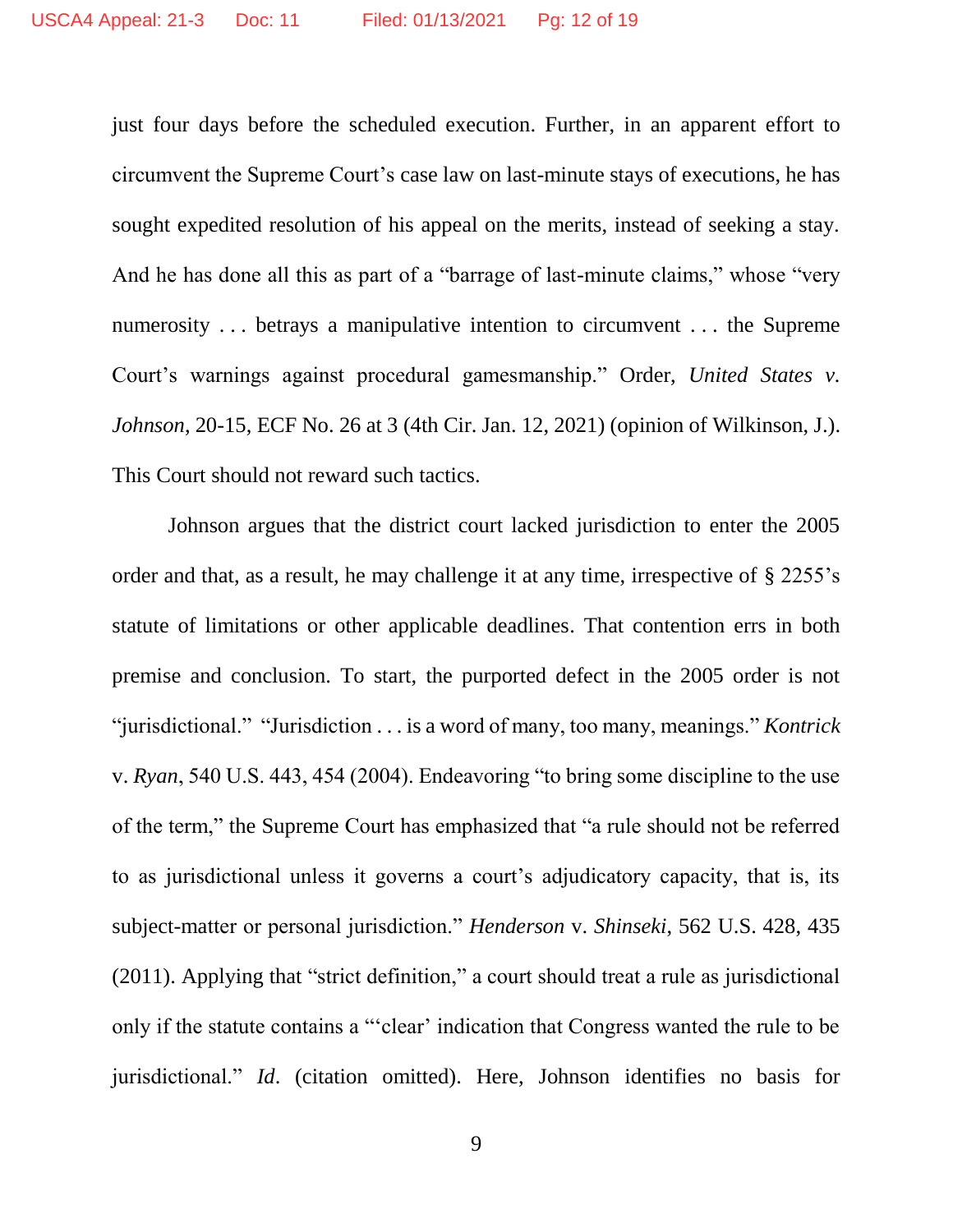just four days before the scheduled execution. Further, in an apparent effort to circumvent the Supreme Court's case law on last-minute stays of executions, he has sought expedited resolution of his appeal on the merits, instead of seeking a stay. And he has done all this as part of a "barrage of last-minute claims," whose "very numerosity . . . betrays a manipulative intention to circumvent . . . the Supreme Court's warnings against procedural gamesmanship." Order, *United States v. Johnson*, 20-15, ECF No. 26 at 3 (4th Cir. Jan. 12, 2021) (opinion of Wilkinson, J.). This Court should not reward such tactics.

Johnson argues that the district court lacked jurisdiction to enter the 2005 order and that, as a result, he may challenge it at any time, irrespective of § 2255's statute of limitations or other applicable deadlines. That contention errs in both premise and conclusion. To start, the purported defect in the 2005 order is not "jurisdictional." "Jurisdiction . . . is a word of many, too many, meanings." *Kontrick* v. *Ryan*, 540 U.S. 443, 454 (2004). Endeavoring "to bring some discipline to the use of the term," the Supreme Court has emphasized that "a rule should not be referred to as jurisdictional unless it governs a court's adjudicatory capacity, that is, its subject-matter or personal jurisdiction." *Henderson* v. *Shinseki*, 562 U.S. 428, 435 (2011). Applying that "strict definition," a court should treat a rule as jurisdictional only if the statute contains a "'clear' indication that Congress wanted the rule to be jurisdictional." *Id*. (citation omitted). Here, Johnson identifies no basis for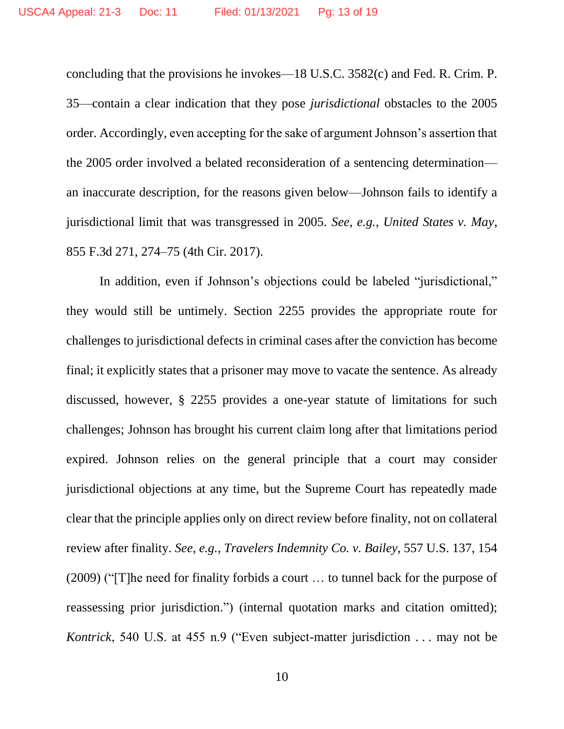concluding that the provisions he invokes—18 U.S.C. 3582(c) and Fed. R. Crim. P. 35—contain a clear indication that they pose *jurisdictional* obstacles to the 2005 order. Accordingly, even accepting for the sake of argument Johnson's assertion that the 2005 order involved a belated reconsideration of a sentencing determination—an inaccurate description, for the reasons given below—Johnson fails to identify a jurisdictional limit that was transgressed in 2005. *See, e.g.*, *United States v. May*, 855 F.3d 271, 274–75 (4th Cir. 2017).

In addition, even if Johnson's objections could be labeled "jurisdictional," they would still be untimely. Section 2255 provides the appropriate route for challenges to jurisdictional defects in criminal cases after the conviction has become final; it explicitly states that a prisoner may move to vacate the sentence. As already discussed, however, § 2255 provides a one-year statute of limitations for such challenges; Johnson has brought his current claim long after that limitations period expired. Johnson relies on the general principle that a court may consider jurisdictional objections at any time, but the Supreme Court has repeatedly made clear that the principle applies only on direct review before finality, not on collateral review after finality. *See, e.g.*, *Travelers Indemnity Co. v. Bailey*, 557 U.S. 137, 154 (2009) ("[T]he need for finality forbids a court … to tunnel back for the purpose of reassessing prior jurisdiction.") (internal quotation marks and citation omitted); *Kontrick*, 540 U.S. at 455 n.9 ("Even subject-matter jurisdiction . . . may not be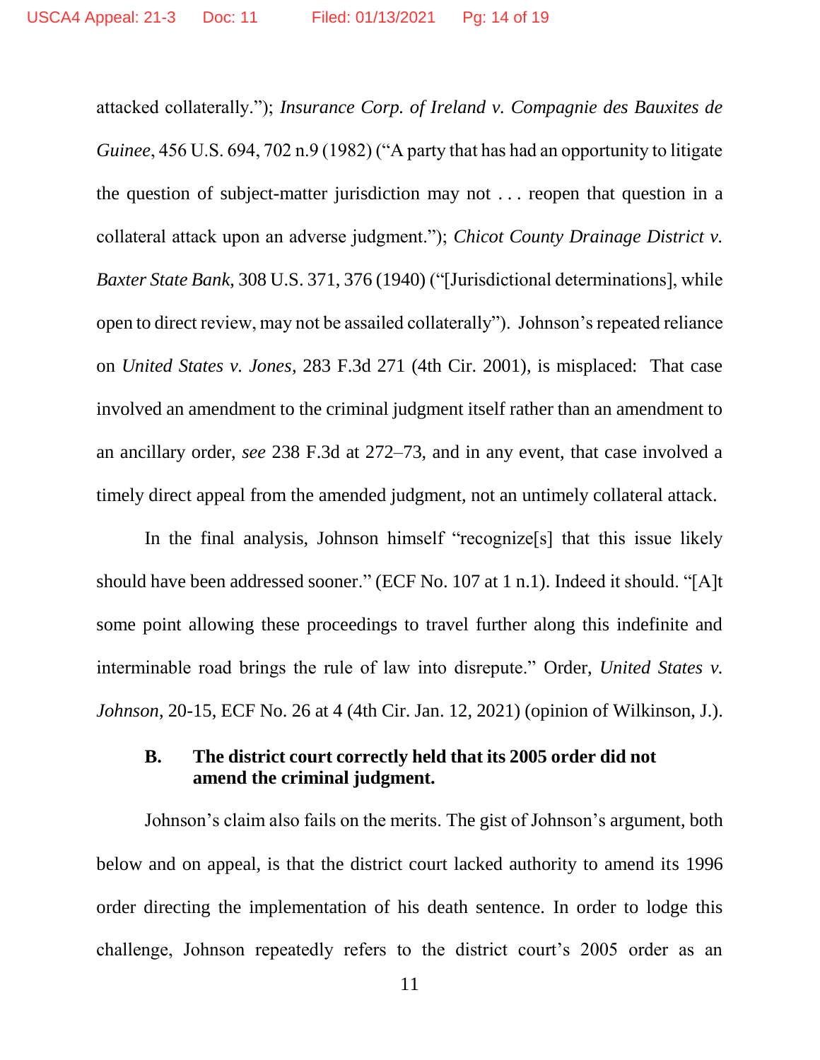attacked collaterally."); *Insurance Corp. of Ireland v. Compagnie des Bauxites de Guinee*, 456 U.S. 694, 702 n.9 (1982) ("A party that has had an opportunity to litigate the question of subject-matter jurisdiction may not . . . reopen that question in a collateral attack upon an adverse judgment."); *Chicot County Drainage District v. Baxter State Bank*, 308 U.S. 371, 376 (1940) ("[Jurisdictional determinations], while open to direct review, may not be assailed collaterally"). Johnson's repeated reliance on *United States v. Jones*, 283 F.3d 271 (4th Cir. 2001), is misplaced: That case involved an amendment to the criminal judgment itself rather than an amendment to an ancillary order, *see* 238 F.3d at 272–73, and in any event, that case involved a timely direct appeal from the amended judgment, not an untimely collateral attack.

In the final analysis, Johnson himself "recognize[s] that this issue likely should have been addressed sooner." (ECF No. 107 at 1 n.1). Indeed it should. "[A]t some point allowing these proceedings to travel further along this indefinite and interminable road brings the rule of law into disrepute." Order, *United States v. Johnson*, 20-15, ECF No. 26 at 4 (4th Cir. Jan. 12, 2021) (opinion of Wilkinson, J.).

### B. The district court correctly held that its 2005 order did not amend the criminal judgment.

Johnson's claim also fails on the merits. The gist of Johnson's argument, both below and on appeal, is that the district court lacked authority to amend its 1996 order directing the implementation of his death sentence. In order to lodge this challenge, Johnson repeatedly refers to the district court's 2005 order as an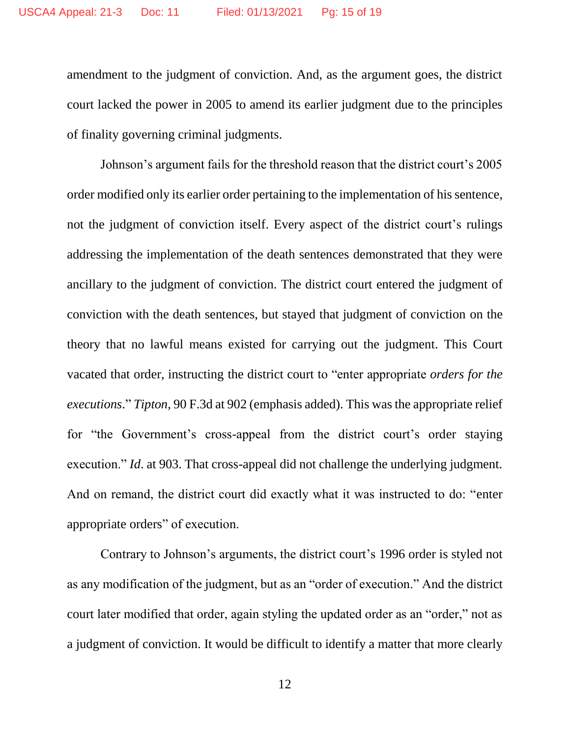amendment to the judgment of conviction. And, as the argument goes, the district court lacked the power in 2005 to amend its earlier judgment due to the principles of finality governing criminal judgments.

Johnson's argument fails for the threshold reason that the district court's 2005 order modified only its earlier order pertaining to the implementation of his sentence, not the judgment of conviction itself. Every aspect of the district court's rulings addressing the implementation of the death sentences demonstrated that they were ancillary to the judgment of conviction. The district court entered the judgment of conviction with the death sentences, but stayed that judgment of conviction on the theory that no lawful means existed for carrying out the judgment. This Court vacated that order, instructing the district court to "enter appropriate *orders for the executions*." *Tipton*, 90 F.3d at 902 (emphasis added). This was the appropriate relief for "the Government's cross-appeal from the district court's order staying execution." *Id*. at 903. That cross-appeal did not challenge the underlying judgment. And on remand, the district court did exactly what it was instructed to do: "enter appropriate orders" of execution.

Contrary to Johnson's arguments, the district court's 1996 order is styled not as any modification of the judgment, but as an "order of execution." And the district court later modified that order, again styling the updated order as an "order," not as a judgment of conviction. It would be difficult to identify a matter that more clearly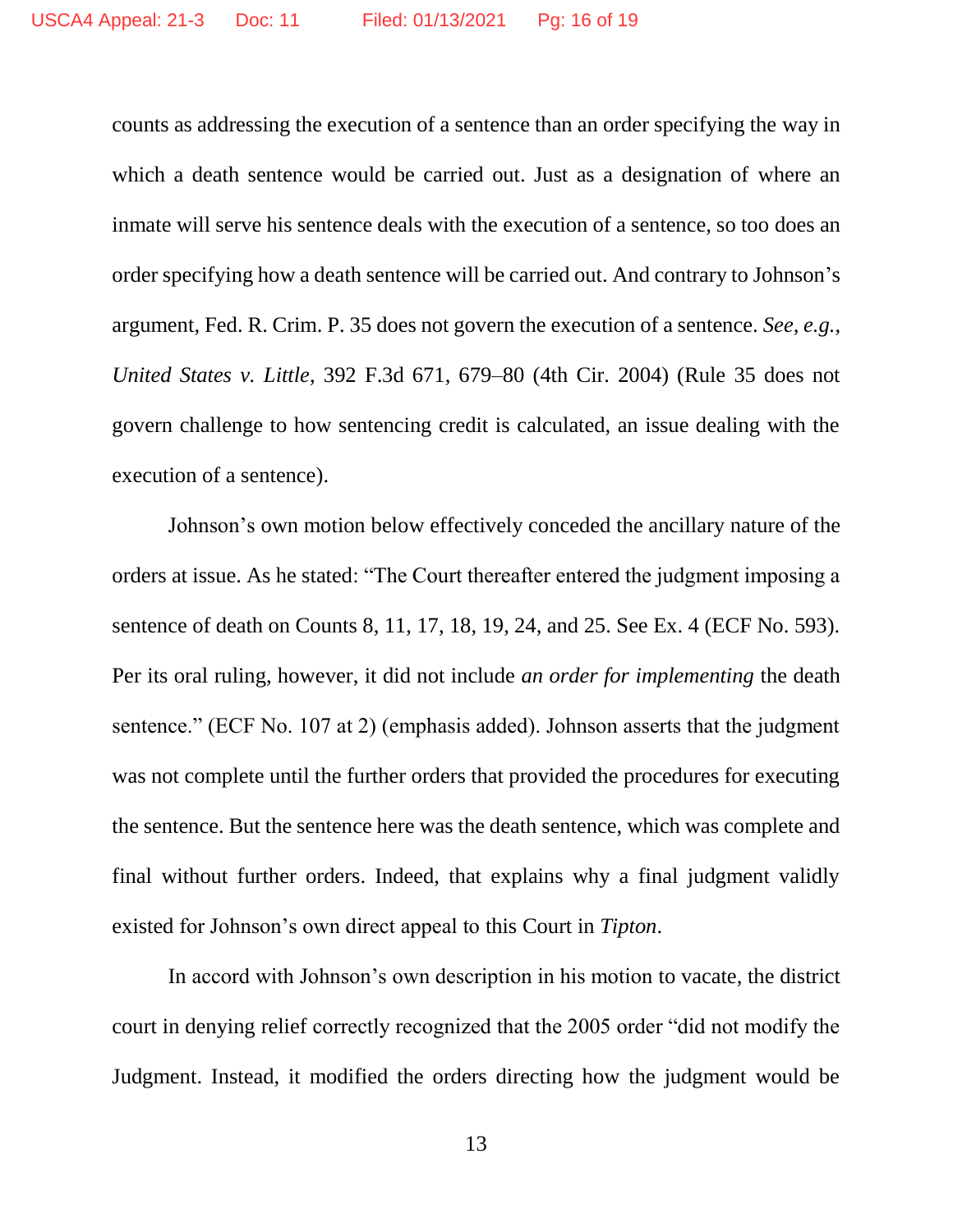counts as addressing the execution of a sentence than an order specifying the way in which a death sentence would be carried out. Just as a designation of where an inmate will serve his sentence deals with the execution of a sentence, so too does an order specifying how a death sentence will be carried out. And contrary to Johnson's argument, Fed. R. Crim. P. 35 does not govern the execution of a sentence. *See, e.g.*, *United States v. Little*, 392 F.3d 671, 679–80 (4th Cir. 2004) (Rule 35 does not govern challenge to how sentencing credit is calculated, an issue dealing with the execution of a sentence).

Johnson's own motion below effectively conceded the ancillary nature of the orders at issue. As he stated: "The Court thereafter entered the judgment imposing a sentence of death on Counts 8, 11, 17, 18, 19, 24, and 25. See Ex. 4 (ECF No. 593). Per its oral ruling, however, it did not include *an order for implementing* the death sentence." (ECF No. 107 at 2) (emphasis added). Johnson asserts that the judgment was not complete until the further orders that provided the procedures for executing the sentence. But the sentence here was the death sentence, which was complete and final without further orders. Indeed, that explains why a final judgment validly existed for Johnson's own direct appeal to this Court in *Tipton*.

In accord with Johnson's own description in his motion to vacate, the district court in denying relief correctly recognized that the 2005 order "did not modify the Judgment. Instead, it modified the orders directing how the judgment would be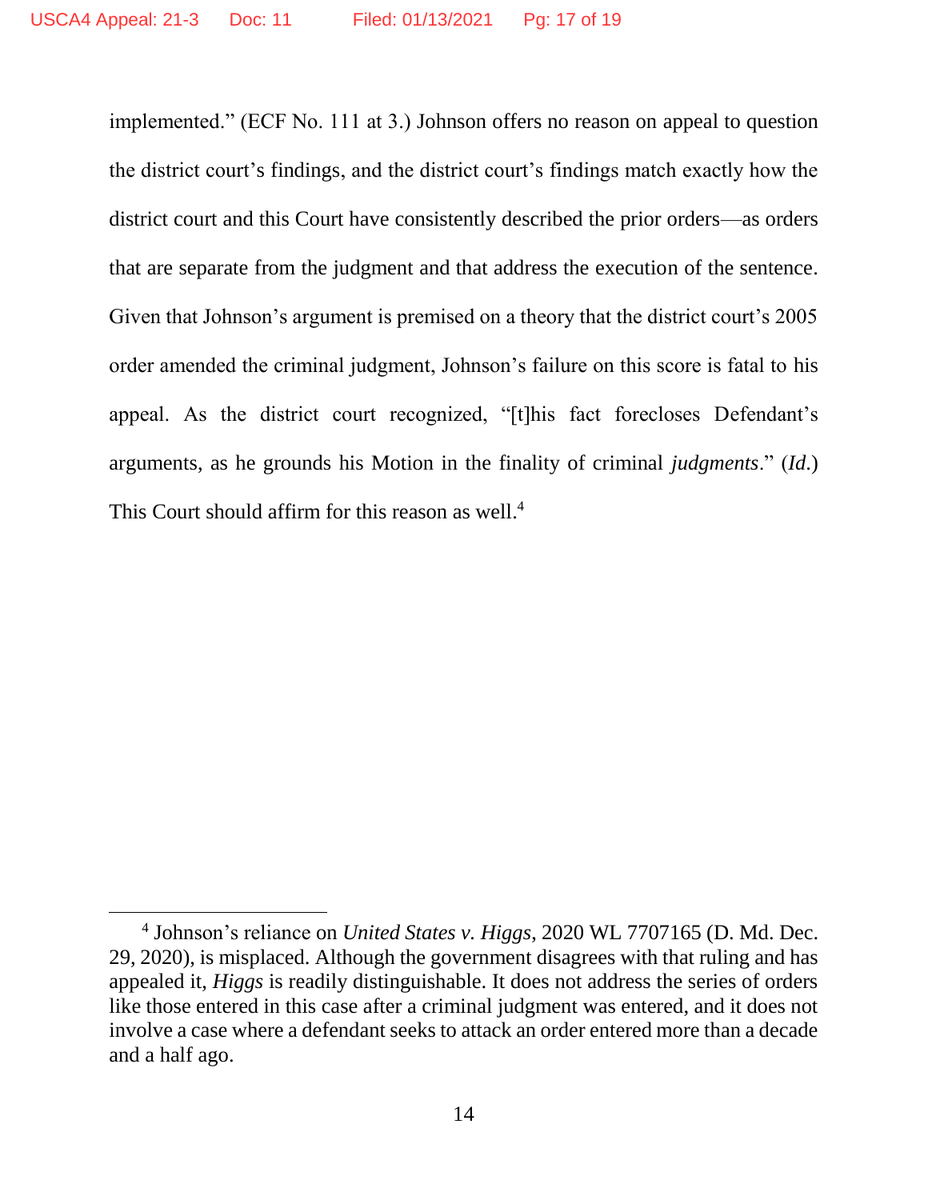implemented." (ECF No. 111 at 3.) Johnson offers no reason on appeal to question the district court's findings, and the district court's findings match exactly how the district court and this Court have consistently described the prior orders—as orders that are separate from the judgment and that address the execution of the sentence. Given that Johnson's argument is premised on a theory that the district court's 2005 order amended the criminal judgment, Johnson's failure on this score is fatal to his appeal. As the district court recognized, "[t]his fact forecloses Defendant's arguments, as he grounds his Motion in the finality of criminal *judgments*." (*Id*.) This Court should affirm for this reason as well.[4]

---

[4] Johnson's reliance on *United States v. Higgs*, 2020 WL 7707165 (D. Md. Dec. 29, 2020), is misplaced. Although the government disagrees with that ruling and has appealed it, *Higgs* is readily distinguishable. It does not address the series of orders like those entered in this case after a criminal judgment was entered, and it does not involve a case where a defendant seeks to attack an order entered more than a decade and a half ago.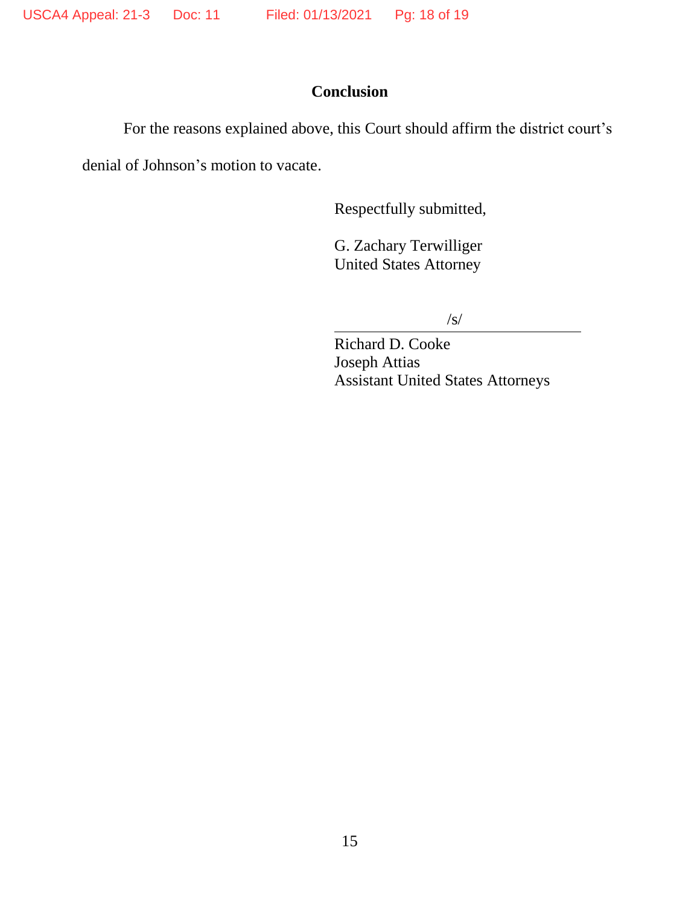## Conclusion

For the reasons explained above, this Court should affirm the district court's denial of Johnson's motion to vacate.

Respectfully submitted,

G. Zachary Terwilliger
United States Attorney

/s/

Richard D. Cooke
Joseph Attias
Assistant United States Attorneys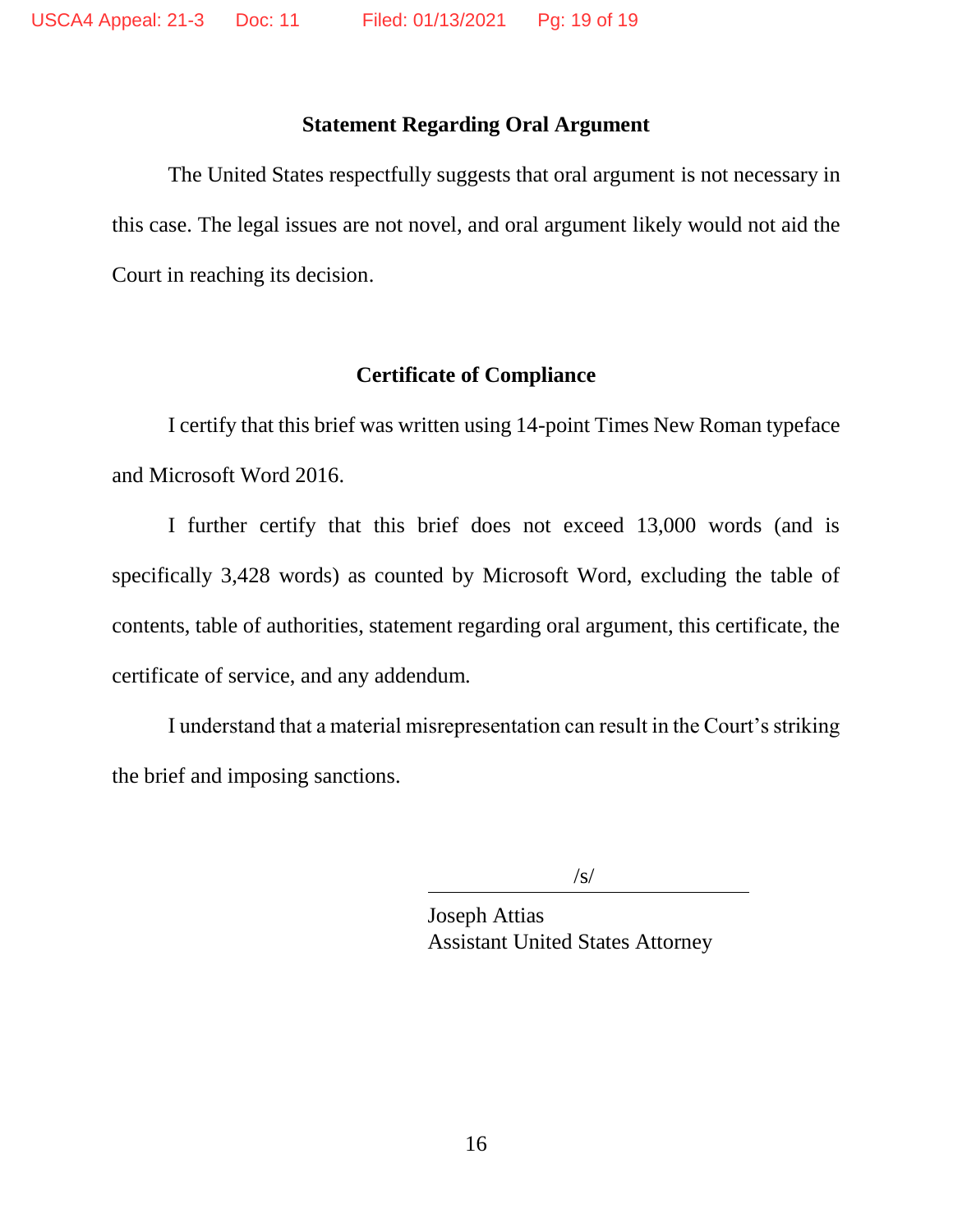## Statement Regarding Oral Argument

The United States respectfully suggests that oral argument is not necessary in this case. The legal issues are not novel, and oral argument likely would not aid the Court in reaching its decision.

## Certificate of Compliance

I certify that this brief was written using 14-point Times New Roman typeface and Microsoft Word 2016.

I further certify that this brief does not exceed 13,000 words (and is specifically 3,428 words) as counted by Microsoft Word, excluding the table of contents, table of authorities, statement regarding oral argument, this certificate, the certificate of service, and any addendum.

I understand that a material misrepresentation can result in the Court's striking the brief and imposing sanctions.

/s/

Joseph Attias
Assistant United States Attorney